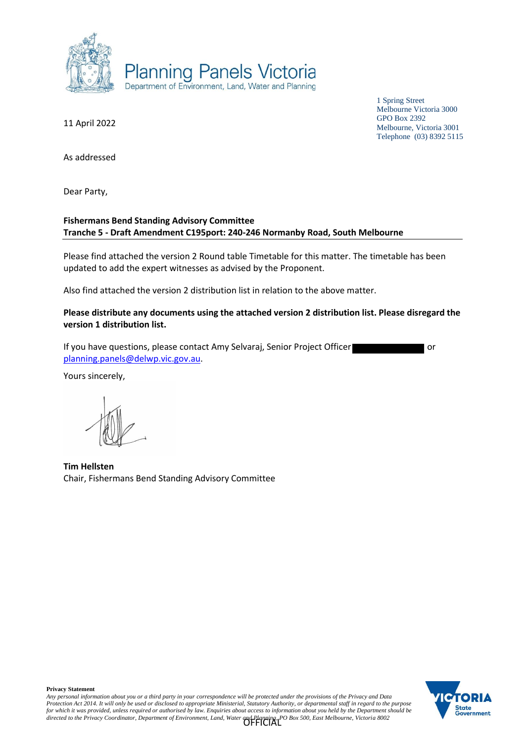Planning Panels Victoria
Department of Environment, Land, Water and Planning

1 Spring Street
Melbourne Victoria 3000
GPO Box 2392
Melbourne, Victoria 3001
Telephone (03) 8392 5115

11 April 2022

As addressed

Dear Party,

**Fishermans Bend Standing Advisory Committee**
**Tranche 5 - Draft Amendment C195port: 240-246 Normanby Road, South Melbourne**

Please find attached the version 2 Round table Timetable for this matter. The timetable has been updated to add the expert witnesses as advised by the Proponent.

Also find attached the version 2 distribution list in relation to the above matter.

**Please distribute any documents using the attached version 2 distribution list. Please disregard the version 1 distribution list.**

If you have questions, please contact Amy Selvaraj, Senior Project Officer or planning.panels@delwp.vic.gov.au.

Yours sincerely,

**Tim Hellsten**
Chair, Fishermans Bend Standing Advisory Committee

**Privacy Statement**
*Any personal information about you or a third party in your correspondence will be protected under the provisions of the Privacy and Data Protection Act 2014. It will only be used or disclosed to appropriate Ministerial, Statutory Authority, or departmental staff in regard to the purpose for which it was provided, unless required or authorised by law. Enquiries about access to information about you held by the Department should be directed to the Privacy Coordinator, Department of Environment, Land, Water and Planning, PO Box 500, East Melbourne, Victoria 8002*

OFFICIAL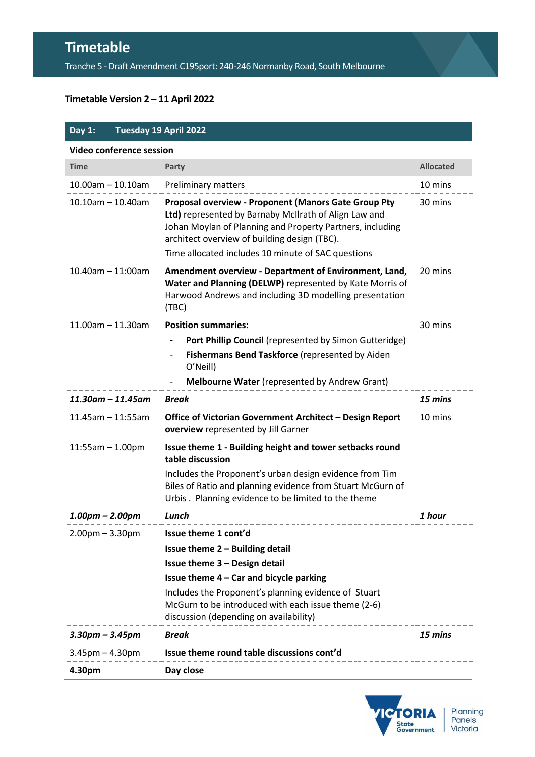# Timetable

Tranche 5 - Draft Amendment C195port: 240-246 Normanby Road, South Melbourne

**Timetable Version 2 – 11 April 2022**

| **Day 1:** | **Tuesday 19 April 2022** | |
|---|---|---|
| **Video conference session** | | |
| Time | Party | Allocated |
| 10.00am – 10.10am | Preliminary matters | 10 mins |
| 10.10am – 10.40am | **Proposal overview - Proponent (Manors Gate Group Pty Ltd)** represented by Barnaby McIlrath of Align Law and Johan Moylan of Planning and Property Partners, including architect overview of building design (TBC). Time allocated includes 10 minute of SAC questions | 30 mins |
| 10.40am – 11:00am | **Amendment overview - Department of Environment, Land, Water and Planning (DELWP)** represented by Kate Morris of Harwood Andrews and including 3D modelling presentation (TBC) | 20 mins |
| 11.00am – 11.30am | **Position summaries:** - **Port Phillip Council** (represented by Simon Gutteridge) - **Fishermans Bend Taskforce** (represented by Aiden O'Neill) - **Melbourne Water** (represented by Andrew Grant) | 30 mins |
| ***11.30am – 11.45am*** | ***Break*** | ***15 mins*** |
| 11.45am – 11:55am | **Office of Victorian Government Architect – Design Report overview** represented by Jill Garner | 10 mins |
| 11:55am – 1.00pm | **Issue theme 1 - Building height and tower setbacks round table discussion** Includes the Proponent's urban design evidence from Tim Biles of Ratio and planning evidence from Stuart McGurn of Urbis . Planning evidence to be limited to the theme | |
| ***1.00pm – 2.00pm*** | ***Lunch*** | ***1 hour*** |
| 2.00pm – 3.30pm | **Issue theme 1 cont'd** **Issue theme 2 – Building detail** **Issue theme 3 – Design detail** **Issue theme 4 – Car and bicycle parking** Includes the Proponent's planning evidence of Stuart McGurn to be introduced with each issue theme (2-6) discussion (depending on availability) | |
| ***3.30pm – 3.45pm*** | ***Break*** | ***15 mins*** |
| 3.45pm – 4.30pm | **Issue theme round table discussions cont'd** | |
| **4.30pm** | **Day close** | |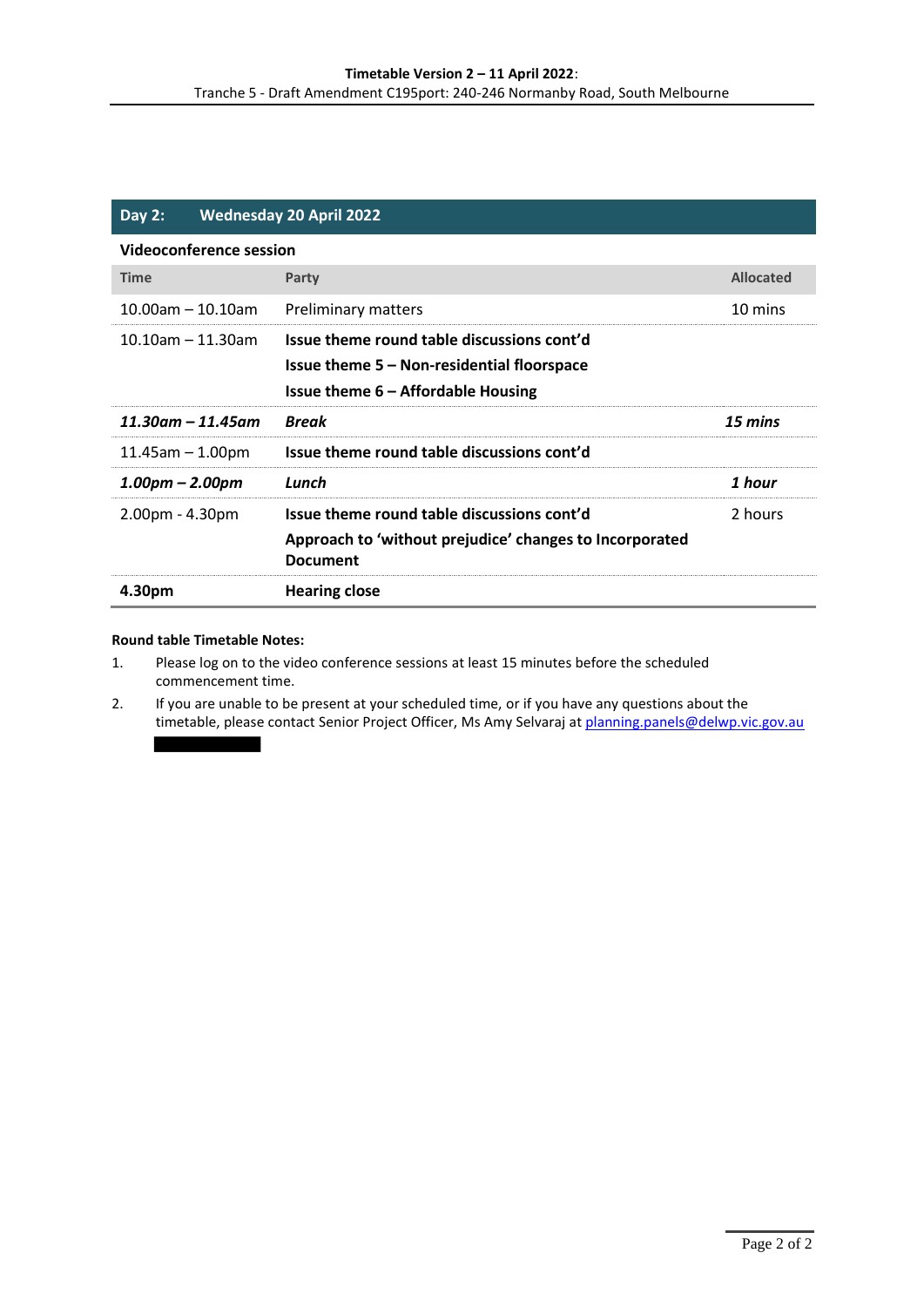## Day 2: Wednesday 20 April 2022

**Videoconference session**

| Time | Party | Allocated |
|---|---|---|
| 10.00am – 10.10am | Preliminary matters | 10 mins |
| 10.10am – 11.30am | **Issue theme round table discussions cont'd**<br>**Issue theme 5 – Non-residential floorspace**<br>**Issue theme 6 – Affordable Housing** | |
| ***11.30am – 11.45am*** | ***Break*** | ***15 mins*** |
| 11.45am – 1.00pm | **Issue theme round table discussions cont'd** | |
| ***1.00pm – 2.00pm*** | ***Lunch*** | ***1 hour*** |
| 2.00pm - 4.30pm | **Issue theme round table discussions cont'd**<br>**Approach to 'without prejudice' changes to Incorporated Document** | 2 hours |
| **4.30pm** | **Hearing close** | |

**Round table Timetable Notes:**

1. Please log on to the video conference sessions at least 15 minutes before the scheduled commencement time.
2. If you are unable to be present at your scheduled time, or if you have any questions about the timetable, please contact Senior Project Officer, Ms Amy Selvaraj at planning.panels@delwp.vic.gov.au